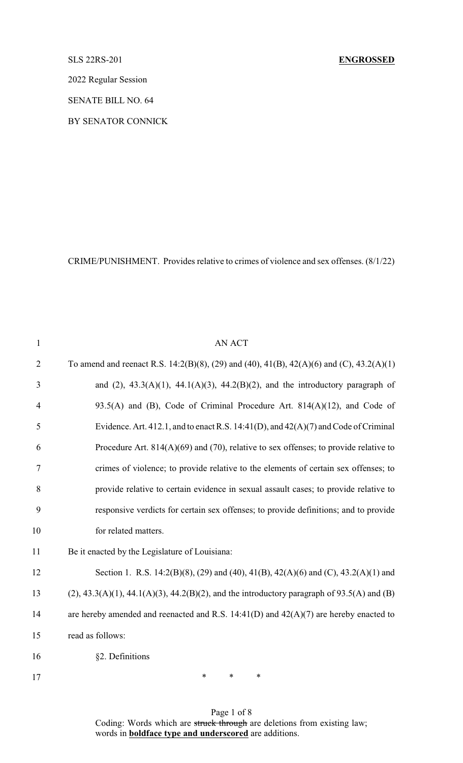SLS 22RS-201 **ENGROSSED**

2022 Regular Session

SENATE BILL NO. 64

BY SENATOR CONNICK

CRIME/PUNISHMENT. Provides relative to crimes of violence and sex offenses. (8/1/22)

AN ACT

To amend and reenact R.S. 14:2(B)(8), (29) and (40), 41(B), 42(A)(6) and (C), 43.2(A)(1) and (2), 43.3(A)(1), 44.1(A)(3), 44.2(B)(2), and the introductory paragraph of 93.5(A) and (B), Code of Criminal Procedure Art. 814(A)(12), and Code of Evidence. Art. 412.1, and to enact R.S. 14:41(D), and 42(A)(7) and Code of Criminal Procedure Art. 814(A)(69) and (70), relative to sex offenses; to provide relative to crimes of violence; to provide relative to the elements of certain sex offenses; to provide relative to certain evidence in sexual assault cases; to provide relative to responsive verdicts for certain sex offenses; to provide definitions; and to provide for related matters.

Be it enacted by the Legislature of Louisiana:

Section 1. R.S. 14:2(B)(8), (29) and (40), 41(B), 42(A)(6) and (C), 43.2(A)(1) and (2), 43.3(A)(1), 44.1(A)(3), 44.2(B)(2), and the introductory paragraph of 93.5(A) and (B) are hereby amended and reenacted and R.S. 14:41(D) and 42(A)(7) are hereby enacted to read as follows:

§2. Definitions

\* \* \*

Coding: Words which are ~~struck through~~ are deletions from existing law; words in **boldface type and underscored** are additions.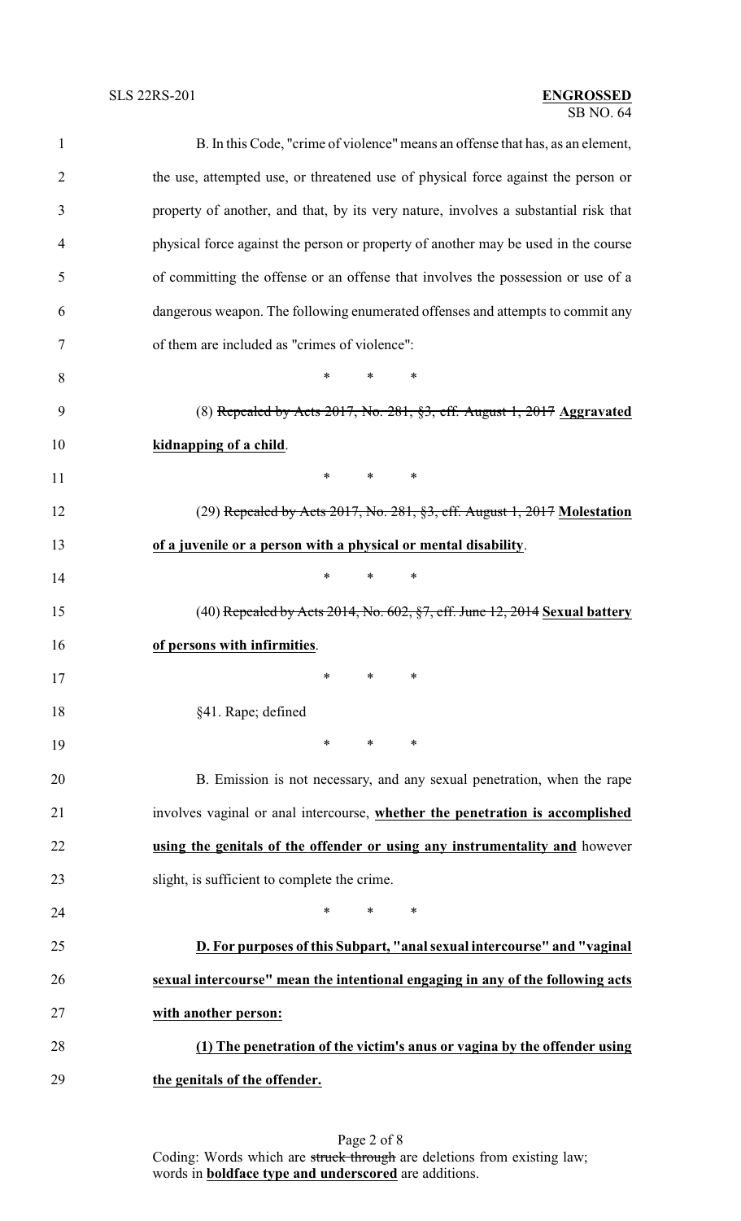B. In this Code, "crime of violence" means an offense that has, as an element, the use, attempted use, or threatened use of physical force against the person or property of another, and that, by its very nature, involves a substantial risk that physical force against the person or property of another may be used in the course of committing the offense or an offense that involves the possession or use of a dangerous weapon. The following enumerated offenses and attempts to commit any of them are included as "crimes of violence":

\* \* \*

(8) ~~Repealed by Acts 2017, No. 281, §3, eff. August 1, 2017~~ **Aggravated kidnapping of a child**.

\* \* \*

(29) ~~Repealed by Acts 2017, No. 281, §3, eff. August 1, 2017~~ **Molestation of a juvenile or a person with a physical or mental disability**.

\* \* \*

(40) ~~Repealed by Acts 2014, No. 602, §7, eff. June 12, 2014~~ **Sexual battery of persons with infirmities**.

\* \* \*

§41. Rape; defined

\* \* \*

B. Emission is not necessary, and any sexual penetration, when the rape involves vaginal or anal intercourse, **whether the penetration is accomplished using the genitals of the offender or using any instrumentality and** however slight, is sufficient to complete the crime.

\* \* \*

**D. For purposes of this Subpart, "anal sexual intercourse" and "vaginal sexual intercourse" mean the intentional engaging in any of the following acts with another person:**

**(1) The penetration of the victim's anus or vagina by the offender using the genitals of the offender.**

Coding: Words which are ~~struck through~~ are deletions from existing law; words in **boldface type and underscored** are additions.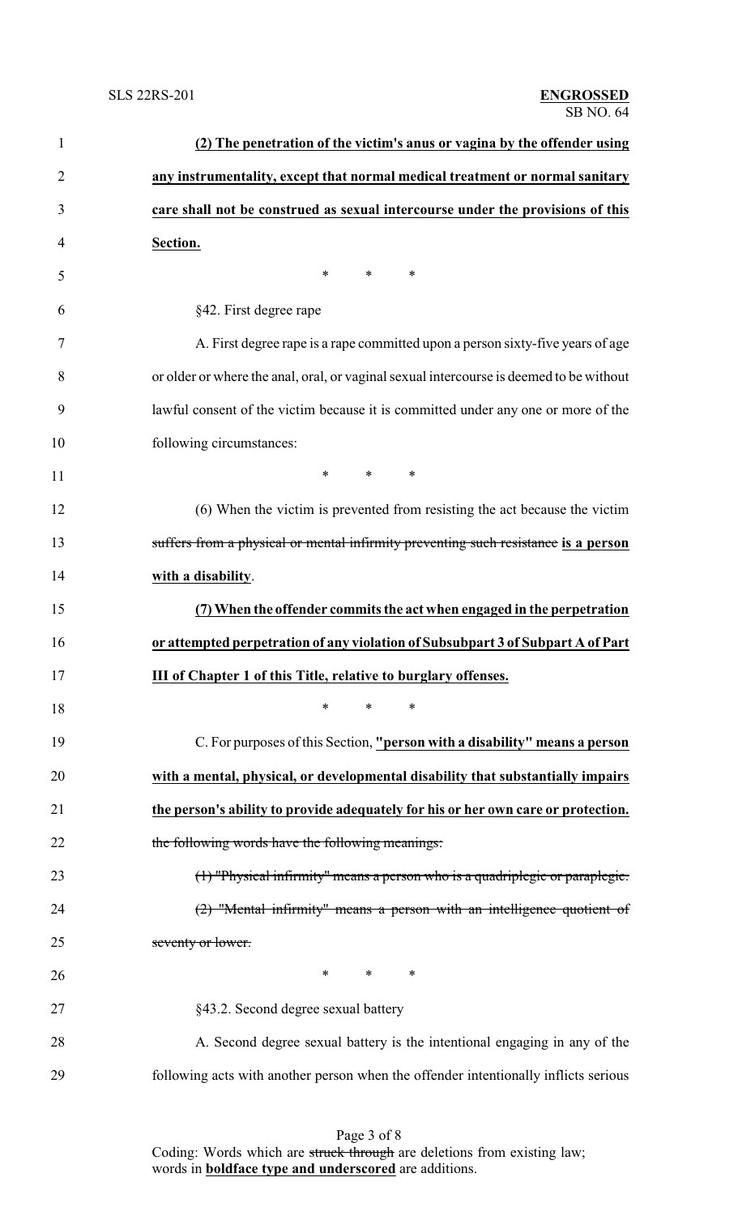**(2) The penetration of the victim's anus or vagina by the offender using any instrumentality, except that normal medical treatment or normal sanitary care shall not be construed as sexual intercourse under the provisions of this Section.**

\* \* \*

§42. First degree rape

A. First degree rape is a rape committed upon a person sixty-five years of age or older or where the anal, oral, or vaginal sexual intercourse is deemed to be without lawful consent of the victim because it is committed under any one or more of the following circumstances:

\* \* \*

(6) When the victim is prevented from resisting the act because the victim ~~suffers from a physical or mental infirmity preventing such resistance~~ **is a person with a disability**.

**(7) When the offender commits the act when engaged in the perpetration or attempted perpetration of any violation of Subsubpart 3 of Subpart A of Part III of Chapter 1 of this Title, relative to burglary offenses.**

\* \* \*

C. For purposes of this Section, **"person with a disability" means a person with a mental, physical, or developmental disability that substantially impairs the person's ability to provide adequately for his or her own care or protection.** ~~the following words have the following meanings:~~

~~(1) "Physical infirmity" means a person who is a quadriplegic or paraplegic.~~

~~(2) "Mental infirmity" means a person with an intelligence quotient of seventy or lower.~~

\* \* \*

§43.2. Second degree sexual battery

A. Second degree sexual battery is the intentional engaging in any of the following acts with another person when the offender intentionally inflicts serious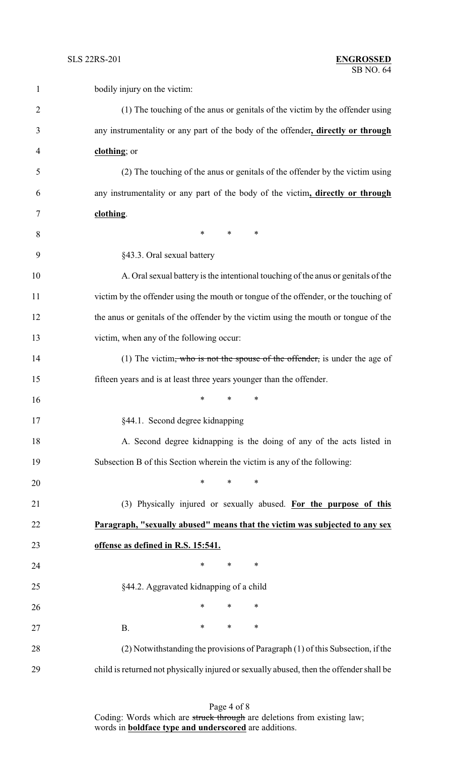bodily injury on the victim:

(1) The touching of the anus or genitals of the victim by the offender using any instrumentality or any part of the body of the offender**, directly or through clothing**; or

(2) The touching of the anus or genitals of the offender by the victim using any instrumentality or any part of the body of the victim**, directly or through clothing**.

\* \* \*

§43.3. Oral sexual battery

A. Oral sexual battery is the intentional touching of the anus or genitals of the victim by the offender using the mouth or tongue of the offender, or the touching of the anus or genitals of the offender by the victim using the mouth or tongue of the victim, when any of the following occur:

(1) The victim~~, who is not the spouse of the offender,~~ is under the age of fifteen years and is at least three years younger than the offender.

\* \* \*

§44.1. Second degree kidnapping

A. Second degree kidnapping is the doing of any of the acts listed in Subsection B of this Section wherein the victim is any of the following:

\* \* \*

(3) Physically injured or sexually abused. **For the purpose of this Paragraph, "sexually abused" means that the victim was subjected to any sex offense as defined in R.S. 15:541.**

\* \* \*

§44.2. Aggravated kidnapping of a child

\* \* \*

B. \* \* \*

(2) Notwithstanding the provisions of Paragraph (1) of this Subsection, if the child is returned not physically injured or sexually abused, then the offender shall be

Coding: Words which are ~~struck through~~ are deletions from existing law; words in **boldface type and underscored** are additions.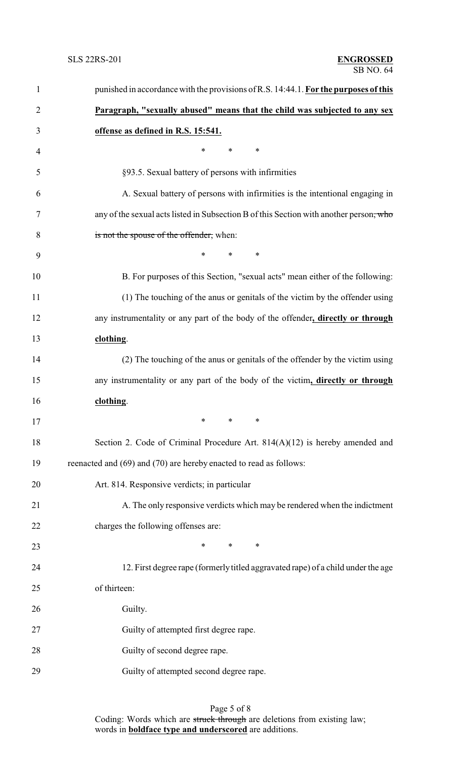punished in accordance with the provisions of R.S. 14:44.1. **<u>For the purposes of this Paragraph, "sexually abused" means that the child was subjected to any sex offense as defined in R.S. 15:541.</u>**

\* \* \*

§93.5. Sexual battery of persons with infirmities

A. Sexual battery of persons with infirmities is the intentional engaging in any of the sexual acts listed in Subsection B of this Section with another person~~, who is not the spouse of the offender,~~ when:

\* \* \*

B. For purposes of this Section, "sexual acts" mean either of the following:

(1) The touching of the anus or genitals of the victim by the offender using any instrumentality or any part of the body of the offender**<u>, directly or through clothing</u>**.

(2) The touching of the anus or genitals of the offender by the victim using any instrumentality or any part of the body of the victim**<u>, directly or through clothing</u>**.

\* \* \*

Section 2. Code of Criminal Procedure Art. 814(A)(12) is hereby amended and reenacted and (69) and (70) are hereby enacted to read as follows:

Art. 814. Responsive verdicts; in particular

A. The only responsive verdicts which may be rendered when the indictment charges the following offenses are:

\* \* \*

12. First degree rape (formerly titled aggravated rape) of a child under the age of thirteen:

Guilty.

Guilty of attempted first degree rape.

Guilty of second degree rape.

Guilty of attempted second degree rape.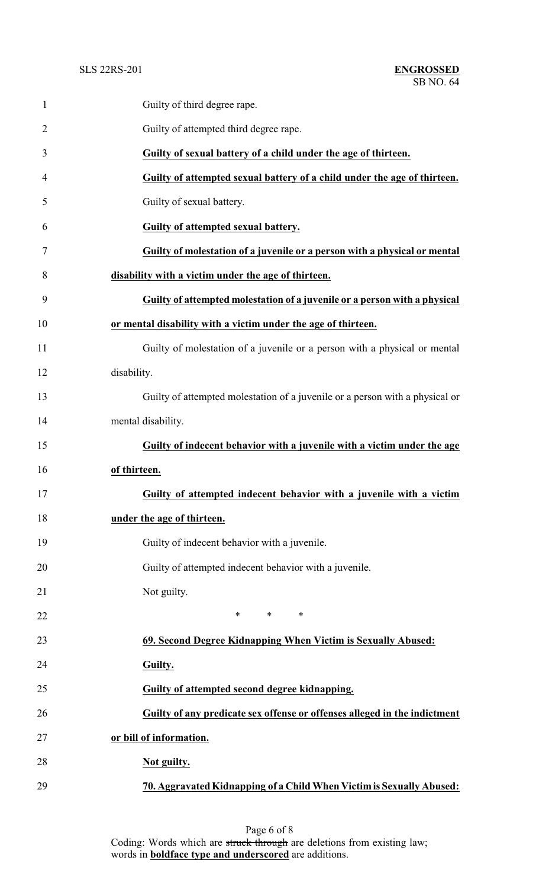Guilty of third degree rape.

Guilty of attempted third degree rape.

**<u>Guilty of sexual battery of a child under the age of thirteen.</u>**

**<u>Guilty of attempted sexual battery of a child under the age of thirteen.</u>**

Guilty of sexual battery.

**<u>Guilty of attempted sexual battery.</u>**

**<u>Guilty of molestation of a juvenile or a person with a physical or mental disability with a victim under the age of thirteen.</u>**

**<u>Guilty of attempted molestation of a juvenile or a person with a physical or mental disability with a victim under the age of thirteen.</u>**

Guilty of molestation of a juvenile or a person with a physical or mental disability.

Guilty of attempted molestation of a juvenile or a person with a physical or mental disability.

**<u>Guilty of indecent behavior with a juvenile with a victim under the age of thirteen.</u>**

**<u>Guilty of attempted indecent behavior with a juvenile with a victim under the age of thirteen.</u>**

Guilty of indecent behavior with a juvenile.

Guilty of attempted indecent behavior with a juvenile.

Not guilty.

\* \* \*

**<u>69. Second Degree Kidnapping When Victim is Sexually Abused:</u>**

**<u>Guilty.</u>**

**<u>Guilty of attempted second degree kidnapping.</u>**

**<u>Guilty of any predicate sex offense or offenses alleged in the indictment or bill of information.</u>**

**<u>Not guilty.</u>**

**<u>70. Aggravated Kidnapping of a Child When Victim is Sexually Abused:</u>**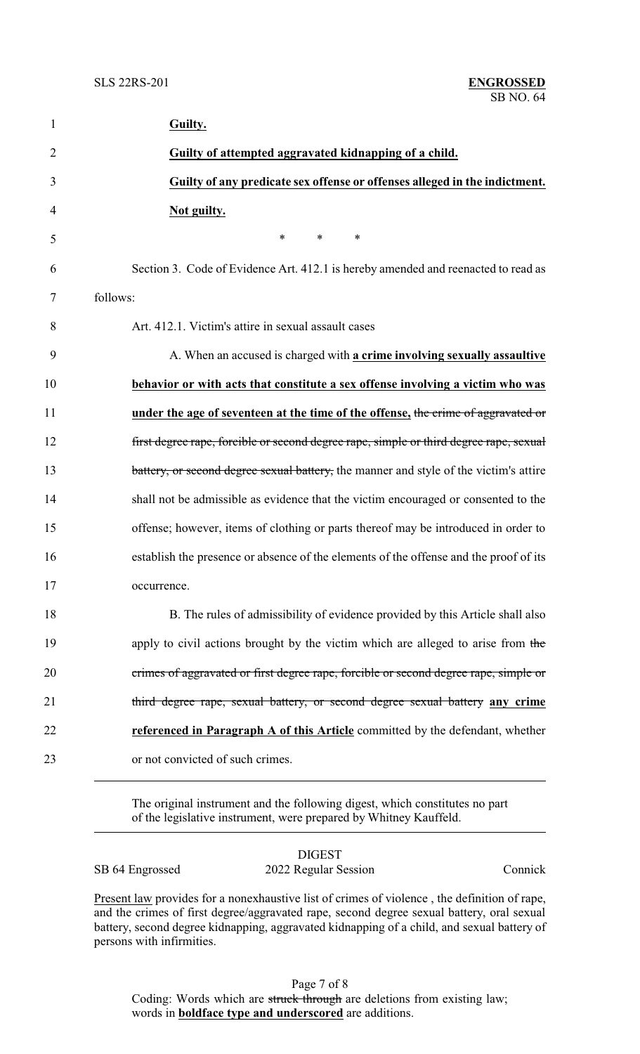**Guilty.**

**Guilty of attempted aggravated kidnapping of a child.**

**Guilty of any predicate sex offense or offenses alleged in the indictment.**

**Not guilty.**

\* \* \*

Section 3. Code of Evidence Art. 412.1 is hereby amended and reenacted to read as follows:

Art. 412.1. Victim's attire in sexual assault cases

A. When an accused is charged with **a crime involving sexually assaultive behavior or with acts that constitute a sex offense involving a victim who was under the age of seventeen at the time of the offense,** ~~the crime of aggravated or first degree rape, forcible or second degree rape, simple or third degree rape, sexual battery, or second degree sexual battery,~~ the manner and style of the victim's attire shall not be admissible as evidence that the victim encouraged or consented to the offense; however, items of clothing or parts thereof may be introduced in order to establish the presence or absence of the elements of the offense and the proof of its occurrence.

B. The rules of admissibility of evidence provided by this Article shall also apply to civil actions brought by the victim which are alleged to arise from ~~the crimes of aggravated or first degree rape, forcible or second degree rape, simple or third degree rape, sexual battery, or second degree sexual battery~~ **any crime referenced in Paragraph A of this Article** committed by the defendant, whether or not convicted of such crimes.

---

The original instrument and the following digest, which constitutes no part of the legislative instrument, were prepared by Whitney Kauffeld.

DIGEST

SB 64 Engrossed — 2022 Regular Session — Connick

Present law provides for a nonexhaustive list of crimes of violence , the definition of rape, and the crimes of first degree/aggravated rape, second degree sexual battery, oral sexual battery, second degree kidnapping, aggravated kidnapping of a child, and sexual battery of persons with infirmities.

Coding: Words which are ~~struck through~~ are deletions from existing law; words in **boldface type and underscored** are additions.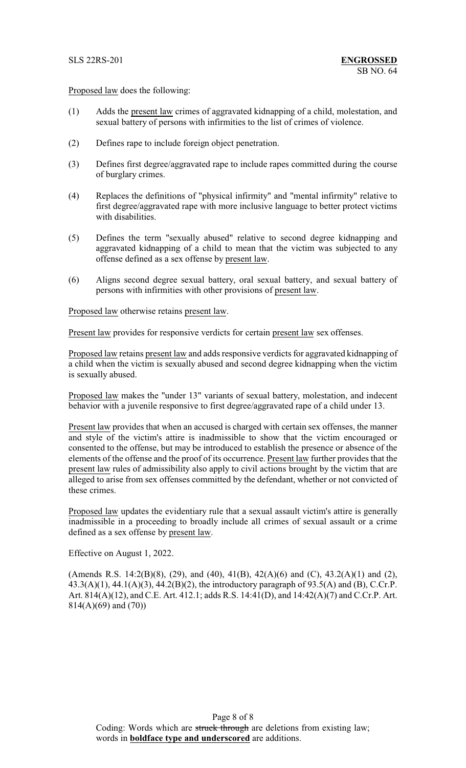Proposed law does the following:

(1) Adds the present law crimes of aggravated kidnapping of a child, molestation, and sexual battery of persons with infirmities to the list of crimes of violence.

(2) Defines rape to include foreign object penetration.

(3) Defines first degree/aggravated rape to include rapes committed during the course of burglary crimes.

(4) Replaces the definitions of "physical infirmity" and "mental infirmity" relative to first degree/aggravated rape with more inclusive language to better protect victims with disabilities.

(5) Defines the term "sexually abused" relative to second degree kidnapping and aggravated kidnapping of a child to mean that the victim was subjected to any offense defined as a sex offense by present law.

(6) Aligns second degree sexual battery, oral sexual battery, and sexual battery of persons with infirmities with other provisions of present law.

Proposed law otherwise retains present law.

Present law provides for responsive verdicts for certain present law sex offenses.

Proposed law retains present law and adds responsive verdicts for aggravated kidnapping of a child when the victim is sexually abused and second degree kidnapping when the victim is sexually abused.

Proposed law makes the "under 13" variants of sexual battery, molestation, and indecent behavior with a juvenile responsive to first degree/aggravated rape of a child under 13.

Present law provides that when an accused is charged with certain sex offenses, the manner and style of the victim's attire is inadmissible to show that the victim encouraged or consented to the offense, but may be introduced to establish the presence or absence of the elements of the offense and the proof of its occurrence. Present law further provides that the present law rules of admissibility also apply to civil actions brought by the victim that are alleged to arise from sex offenses committed by the defendant, whether or not convicted of these crimes.

Proposed law updates the evidentiary rule that a sexual assault victim's attire is generally inadmissible in a proceeding to broadly include all crimes of sexual assault or a crime defined as a sex offense by present law.

Effective on August 1, 2022.

(Amends R.S. 14:2(B)(8), (29), and (40), 41(B), 42(A)(6) and (C), 43.2(A)(1) and (2), 43.3(A)(1), 44.1(A)(3), 44.2(B)(2), the introductory paragraph of 93.5(A) and (B), C.Cr.P. Art. 814(A)(12), and C.E. Art. 412.1; adds R.S. 14:41(D), and 14:42(A)(7) and C.Cr.P. Art. 814(A)(69) and (70))